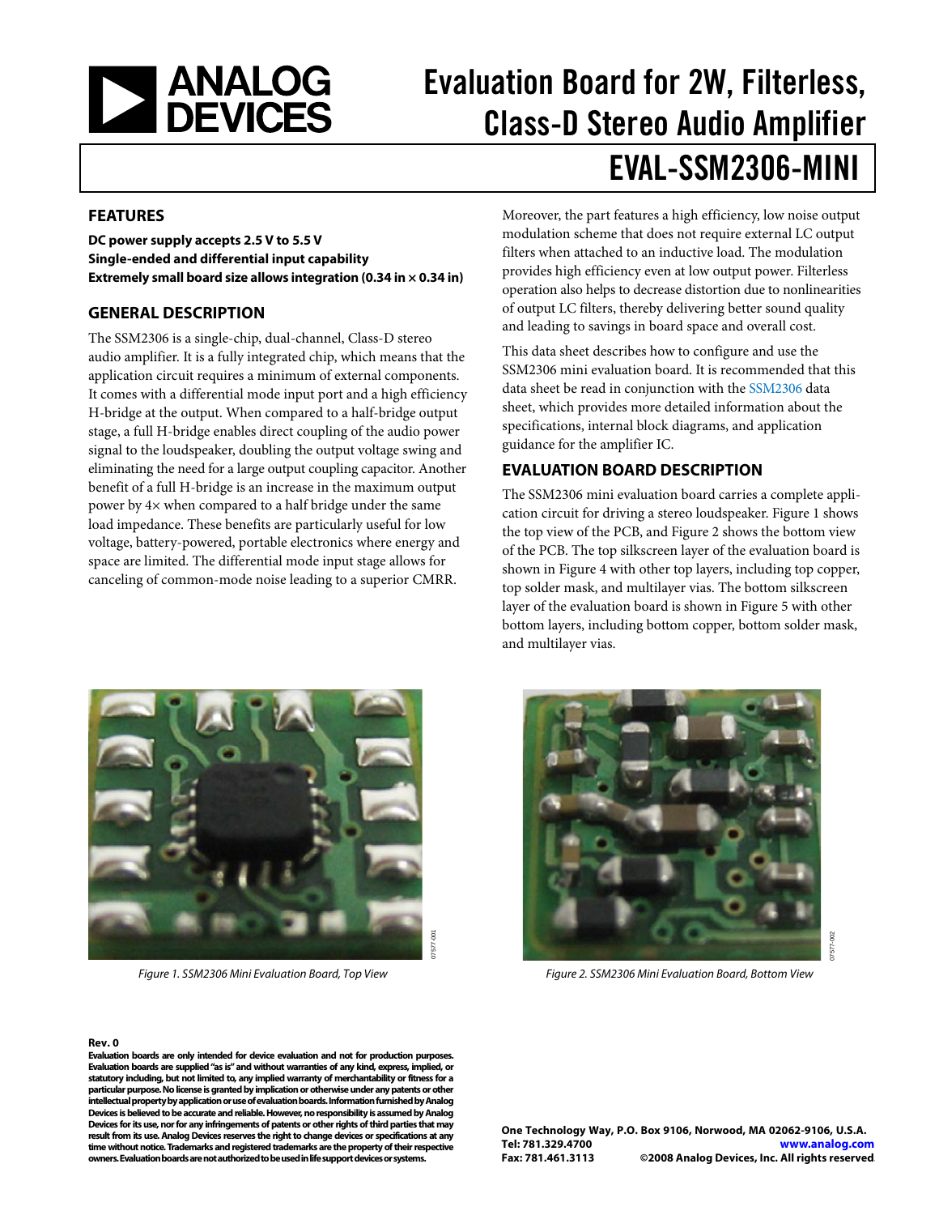# Evaluation Board for 2W, Filterless, Class-D Stereo Audio Amplifier

# EVAL-SSM2306-MINI

## FEATURES

**DC power supply accepts 2.5 V to 5.5 V**
**Single-ended and differential input capability**
**Extremely small board size allows integration (0.34 in × 0.34 in)**

## GENERAL DESCRIPTION

The SSM2306 is a single-chip, dual-channel, Class-D stereo audio amplifier. It is a fully integrated chip, which means that the application circuit requires a minimum of external components. It comes with a differential mode input port and a high efficiency H-bridge at the output. When compared to a half-bridge output stage, a full H-bridge enables direct coupling of the audio power signal to the loudspeaker, doubling the output voltage swing and eliminating the need for a large output coupling capacitor. Another benefit of a full H-bridge is an increase in the maximum output power by 4× when compared to a half bridge under the same load impedance. These benefits are particularly useful for low voltage, battery-powered, portable electronics where energy and space are limited. The differential mode input stage allows for canceling of common-mode noise leading to a superior CMRR.

Moreover, the part features a high efficiency, low noise output modulation scheme that does not require external LC output filters when attached to an inductive load. The modulation provides high efficiency even at low output power. Filterless operation also helps to decrease distortion due to nonlinearities of output LC filters, thereby delivering better sound quality and leading to savings in board space and overall cost.

This data sheet describes how to configure and use the SSM2306 mini evaluation board. It is recommended that this data sheet be read in conjunction with the SSM2306 data sheet, which provides more detailed information about the specifications, internal block diagrams, and application guidance for the amplifier IC.

## EVALUATION BOARD DESCRIPTION

The SSM2306 mini evaluation board carries a complete application circuit for driving a stereo loudspeaker. Figure 1 shows the top view of the PCB, and Figure 2 shows the bottom view of the PCB. The top silkscreen layer of the evaluation board is shown in Figure 4 with other top layers, including top copper, top solder mask, and multilayer vias. The bottom silkscreen layer of the evaluation board is shown in Figure 5 with other bottom layers, including bottom copper, bottom solder mask, and multilayer vias.

*Figure 1. SSM2306 Mini Evaluation Board, Top View*

*Figure 2. SSM2306 Mini Evaluation Board, Bottom View*

**Rev. 0**

**Evaluation boards are only intended for device evaluation and not for production purposes. Evaluation boards are supplied "as is" and without warranties of any kind, express, implied, or statutory including, but not limited to, any implied warranty of merchantability or fitness for a particular purpose. No license is granted by implication or otherwise under any patents or other intellectual property by application or use of evaluation boards. Information furnished by Analog Devices is believed to be accurate and reliable. However, no responsibility is assumed by Analog Devices for its use, nor for any infringements of patents or other rights of third parties that may result from its use. Analog Devices reserves the right to change devices or specifications at any time without notice. Trademarks and registered trademarks are the property of their respective owners. Evaluation boards are not authorized to be used in life support devices or systems.**

**One Technology Way, P.O. Box 9106, Norwood, MA 02062-9106, U.S.A.**
**Tel: 781.329.4700 www.analog.com**
**Fax: 781.461.3113 ©2008 Analog Devices, Inc. All rights reserved.**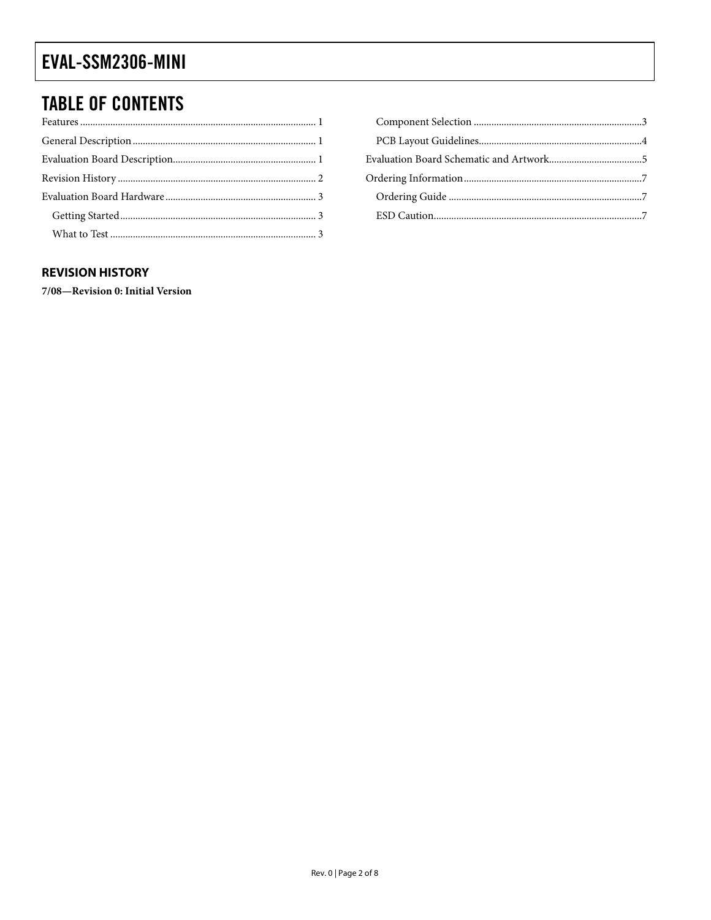## TABLE OF CONTENTS

Features ............................................................ 1
General Description ............................................................ 1
Evaluation Board Description ............................................................ 1
Revision History ............................................................ 2
Evaluation Board Hardware ............................................................ 3
 Getting Started ............................................................ 3
 What to Test ............................................................ 3
 Component Selection ............................................................ 3
 PCB Layout Guidelines ............................................................ 4
Evaluation Board Schematic and Artwork ............................................................ 5
Ordering Information ............................................................ 7
 Ordering Guide ............................................................ 7
 ESD Caution ............................................................ 7

## REVISION HISTORY

**7/08—Revision 0: Initial Version**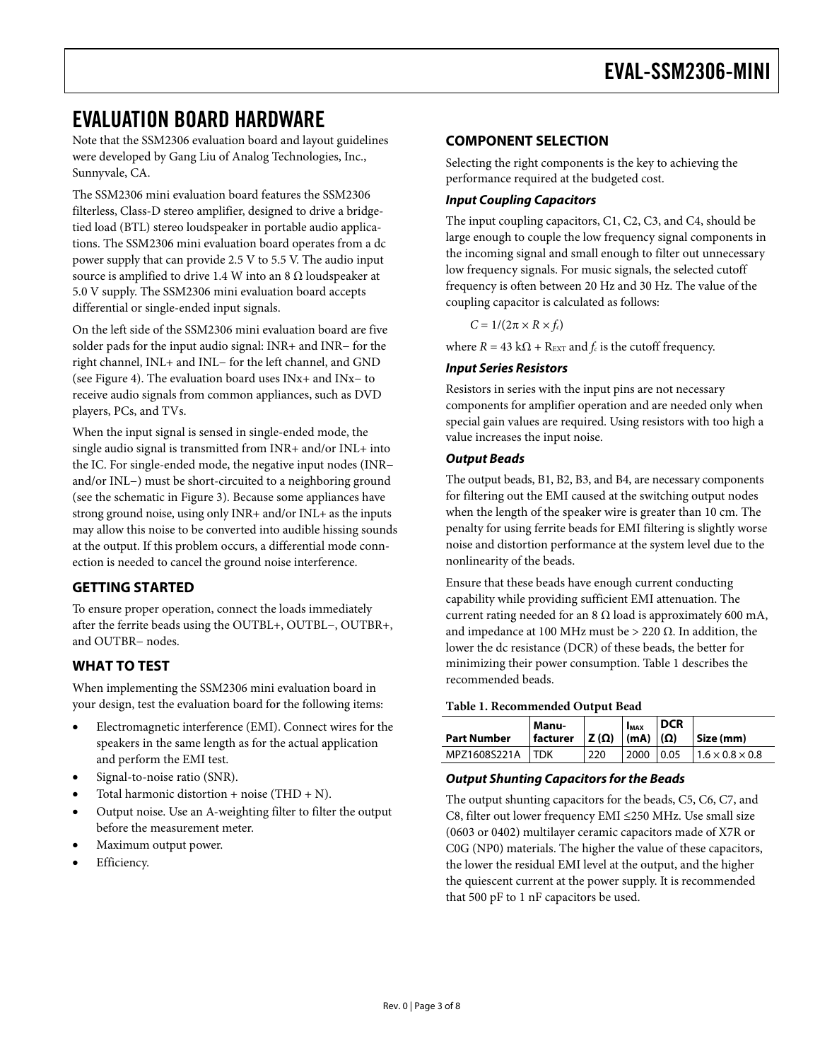# EVALUATION BOARD HARDWARE

Note that the SSM2306 evaluation board and layout guidelines were developed by Gang Liu of Analog Technologies, Inc., Sunnyvale, CA.

The SSM2306 mini evaluation board features the SSM2306 filterless, Class-D stereo amplifier, designed to drive a bridge-tied load (BTL) stereo loudspeaker in portable audio applications. The SSM2306 mini evaluation board operates from a dc power supply that can provide 2.5 V to 5.5 V. The audio input source is amplified to drive 1.4 W into an 8 Ω loudspeaker at 5.0 V supply. The SSM2306 mini evaluation board accepts differential or single-ended input signals.

On the left side of the SSM2306 mini evaluation board are five solder pads for the input audio signal: INR+ and INR− for the right channel, INL+ and INL− for the left channel, and GND (see Figure 4). The evaluation board uses INx+ and INx− to receive audio signals from common appliances, such as DVD players, PCs, and TVs.

When the input signal is sensed in single-ended mode, the single audio signal is transmitted from INR+ and/or INL+ into the IC. For single-ended mode, the negative input nodes (INR− and/or INL−) must be short-circuited to a neighboring ground (see the schematic in Figure 3). Because some appliances have strong ground noise, using only INR+ and/or INL+ as the inputs may allow this noise to be converted into audible hissing sounds at the output. If this problem occurs, a differential mode connection is needed to cancel the ground noise interference.

## GETTING STARTED

To ensure proper operation, connect the loads immediately after the ferrite beads using the OUTBL+, OUTBL−, OUTBR+, and OUTBR− nodes.

## WHAT TO TEST

When implementing the SSM2306 mini evaluation board in your design, test the evaluation board for the following items:

- Electromagnetic interference (EMI). Connect wires for the speakers in the same length as for the actual application and perform the EMI test.
- Signal-to-noise ratio (SNR).
- Total harmonic distortion + noise (THD + N).
- Output noise. Use an A-weighting filter to filter the output before the measurement meter.
- Maximum output power.
- Efficiency.

## COMPONENT SELECTION

Selecting the right components is the key to achieving the performance required at the budgeted cost.

### *Input Coupling Capacitors*

The input coupling capacitors, C1, C2, C3, and C4, should be large enough to couple the low frequency signal components in the incoming signal and small enough to filter out unnecessary low frequency signals. For music signals, the selected cutoff frequency is often between 20 Hz and 30 Hz. The value of the coupling capacitor is calculated as follows:

$$C = 1/(2\pi \times R \times f_c)$$

where $R = 43\ k\Omega + R_{EXT}$ and $f_c$ is the cutoff frequency.

### *Input Series Resistors*

Resistors in series with the input pins are not necessary components for amplifier operation and are needed only when special gain values are required. Using resistors with too high a value increases the input noise.

### *Output Beads*

The output beads, B1, B2, B3, and B4, are necessary components for filtering out the EMI caused at the switching output nodes when the length of the speaker wire is greater than 10 cm. The penalty for using ferrite beads for EMI filtering is slightly worse noise and distortion performance at the system level due to the nonlinearity of the beads.

Ensure that these beads have enough current conducting capability while providing sufficient EMI attenuation. The current rating needed for an 8 Ω load is approximately 600 mA, and impedance at 100 MHz must be > 220 Ω. In addition, the lower the dc resistance (DCR) of these beads, the better for minimizing their power consumption. Table 1 describes the recommended beads.

**Table 1. Recommended Output Bead**

| Part Number | Manufacturer | Z (Ω) | $I_{MAX}$ (mA) | DCR (Ω) | Size (mm) |
|---|---|---|---|---|---|
| MPZ1608S221A | TDK | 220 | 2000 | 0.05 | 1.6 × 0.8 × 0.8 |

### *Output Shunting Capacitors for the Beads*

The output shunting capacitors for the beads, C5, C6, C7, and C8, filter out lower frequency EMI ≤250 MHz. Use small size (0603 or 0402) multilayer ceramic capacitors made of X7R or C0G (NP0) materials. The higher the value of these capacitors, the lower the residual EMI level at the output, and the higher the quiescent current at the power supply. It is recommended that 500 pF to 1 nF capacitors be used.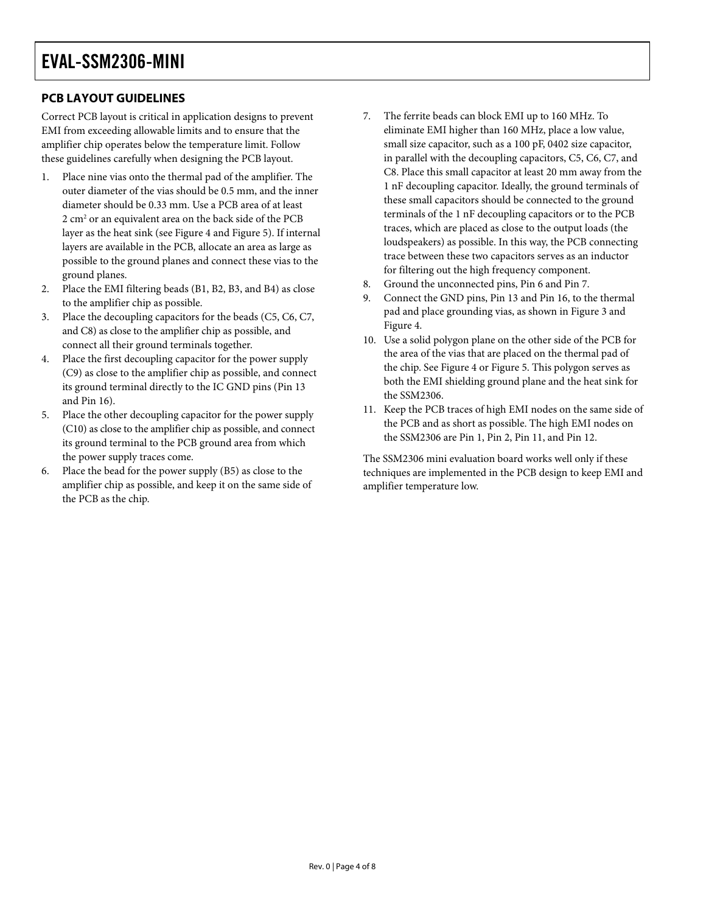## PCB LAYOUT GUIDELINES

Correct PCB layout is critical in application designs to prevent EMI from exceeding allowable limits and to ensure that the amplifier chip operates below the temperature limit. Follow these guidelines carefully when designing the PCB layout.

1. Place nine vias onto the thermal pad of the amplifier. The outer diameter of the vias should be 0.5 mm, and the inner diameter should be 0.33 mm. Use a PCB area of at least 2 $cm^2$ or an equivalent area on the back side of the PCB layer as the heat sink (see Figure 4 and Figure 5). If internal layers are available in the PCB, allocate an area as large as possible to the ground planes and connect these vias to the ground planes.
2. Place the EMI filtering beads (B1, B2, B3, and B4) as close to the amplifier chip as possible.
3. Place the decoupling capacitors for the beads (C5, C6, C7, and C8) as close to the amplifier chip as possible, and connect all their ground terminals together.
4. Place the first decoupling capacitor for the power supply (C9) as close to the amplifier chip as possible, and connect its ground terminal directly to the IC GND pins (Pin 13 and Pin 16).
5. Place the other decoupling capacitor for the power supply (C10) as close to the amplifier chip as possible, and connect its ground terminal to the PCB ground area from which the power supply traces come.
6. Place the bead for the power supply (B5) as close to the amplifier chip as possible, and keep it on the same side of the PCB as the chip.
7. The ferrite beads can block EMI up to 160 MHz. To eliminate EMI higher than 160 MHz, place a low value, small size capacitor, such as a 100 pF, 0402 size capacitor, in parallel with the decoupling capacitors, C5, C6, C7, and C8. Place this small capacitor at least 20 mm away from the 1 nF decoupling capacitor. Ideally, the ground terminals of these small capacitors should be connected to the ground terminals of the 1 nF decoupling capacitors or to the PCB traces, which are placed as close to the output loads (the loudspeakers) as possible. In this way, the PCB connecting trace between these two capacitors serves as an inductor for filtering out the high frequency component.
8. Ground the unconnected pins, Pin 6 and Pin 7.
9. Connect the GND pins, Pin 13 and Pin 16, to the thermal pad and place grounding vias, as shown in Figure 3 and Figure 4.
10. Use a solid polygon plane on the other side of the PCB for the area of the vias that are placed on the thermal pad of the chip. See Figure 4 or Figure 5. This polygon serves as both the EMI shielding ground plane and the heat sink for the SSM2306.
11. Keep the PCB traces of high EMI nodes on the same side of the PCB and as short as possible. The high EMI nodes on the SSM2306 are Pin 1, Pin 2, Pin 11, and Pin 12.

The SSM2306 mini evaluation board works well only if these techniques are implemented in the PCB design to keep EMI and amplifier temperature low.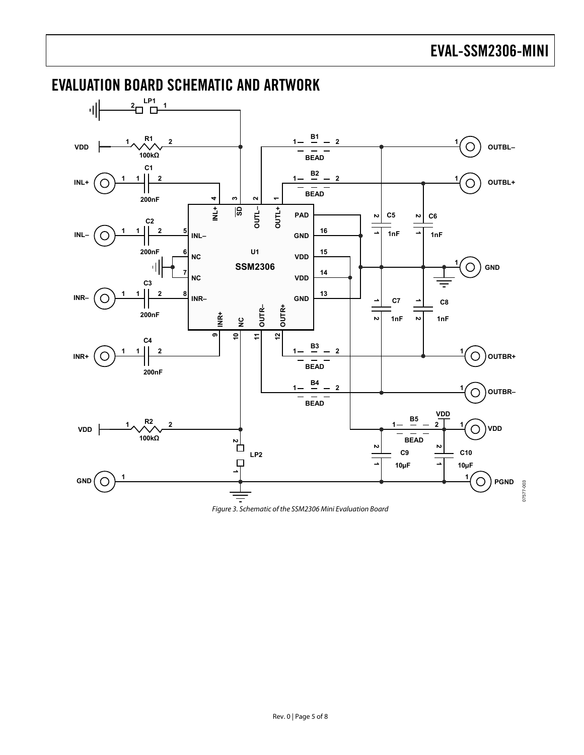## EVALUATION BOARD SCHEMATIC AND ARTWORK

*Figure 3. Schematic of the SSM2306 Mini Evaluation Board*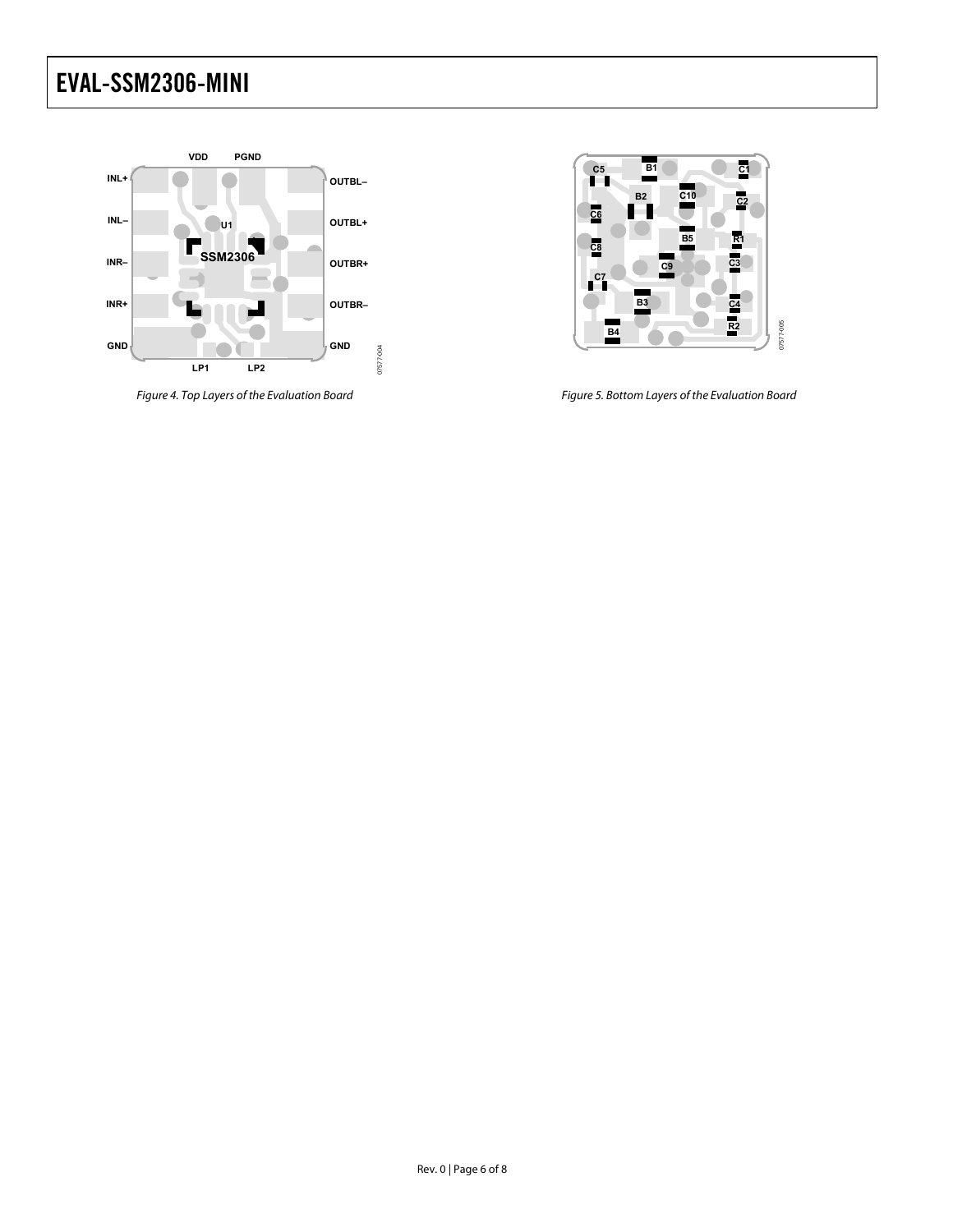Figure 4. Top Layers of the Evaluation Board

Figure 5. Bottom Layers of the Evaluation Board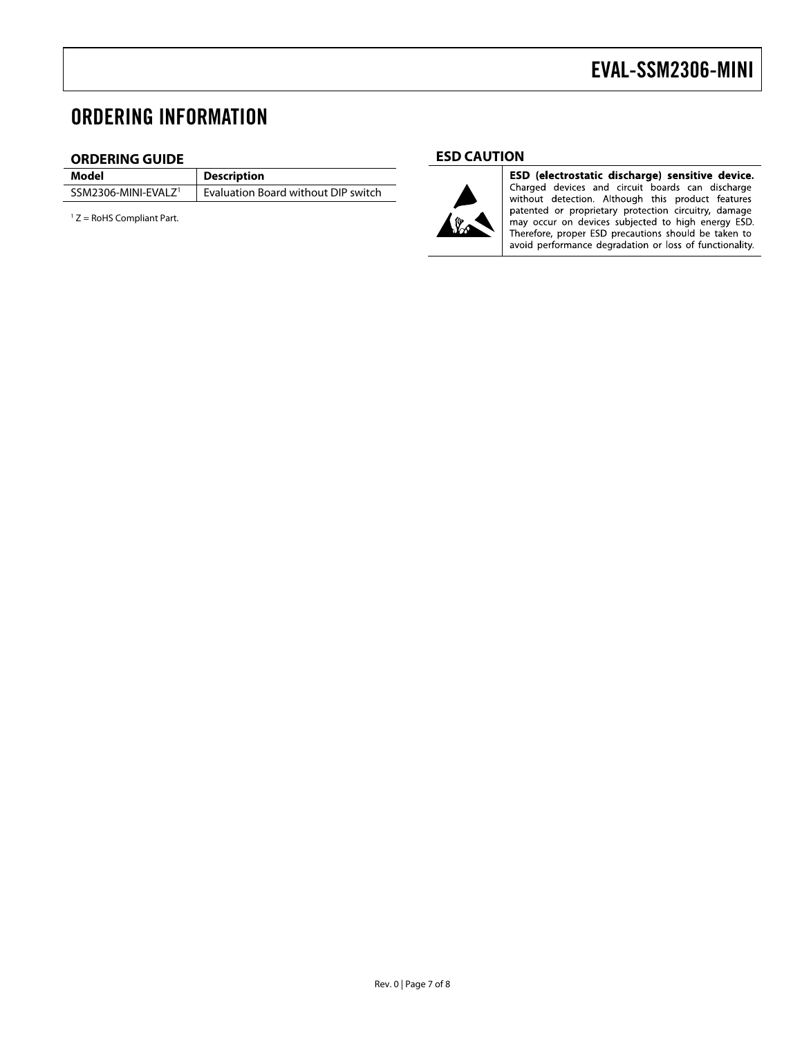# ORDERING INFORMATION

## ORDERING GUIDE

| Model | Description |
|---|---|
| SSM2306-MINI-EVALZ[1] | Evaluation Board without DIP switch |

[1] Z = RoHS Compliant Part.

## ESD CAUTION

**ESD (electrostatic discharge) sensitive device.** Charged devices and circuit boards can discharge without detection. Although this product features patented or proprietary protection circuitry, damage may occur on devices subjected to high energy ESD. Therefore, proper ESD precautions should be taken to avoid performance degradation or loss of functionality.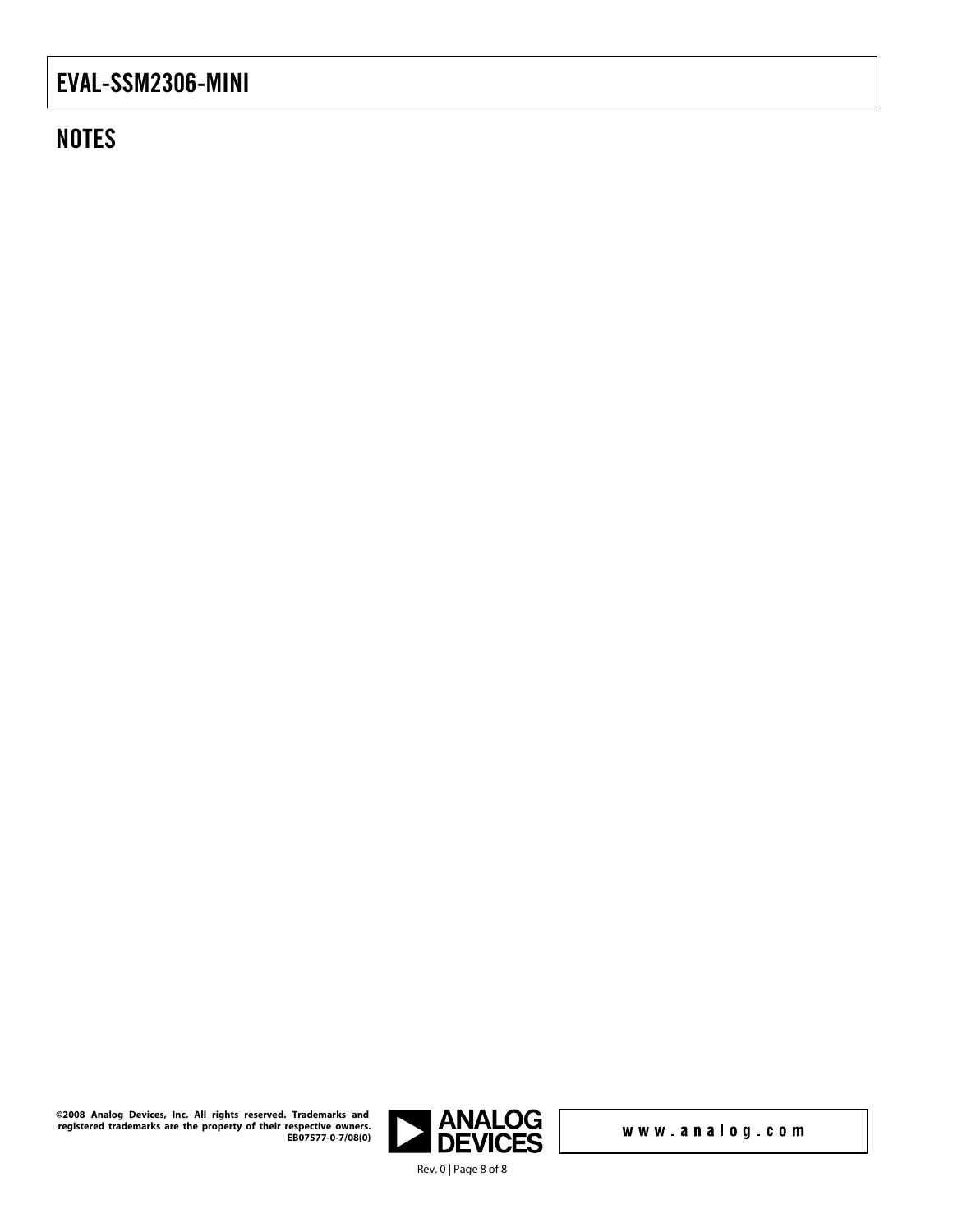## NOTES

©2008 Analog Devices, Inc. All rights reserved. Trademarks and registered trademarks are the property of their respective owners.
EB07577-0-7/08(0)

www.analog.com